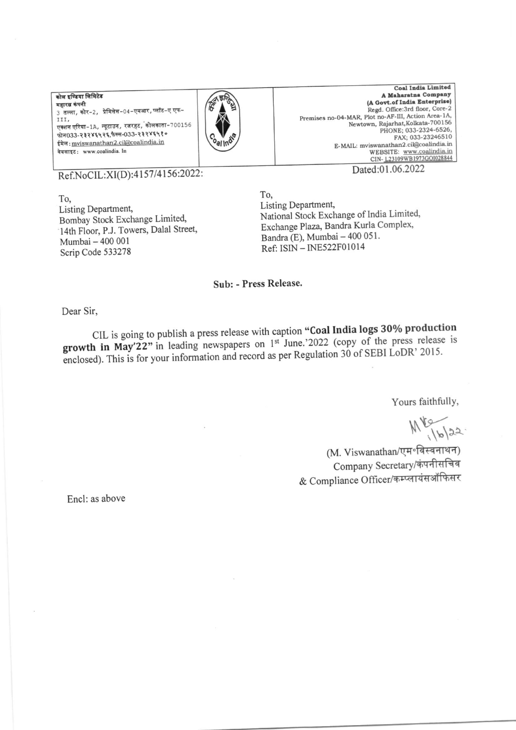कोल इण्डिया लिमिटेड
महारत्न कंपनी
3 तल्ला, कोर-2, प्रेमिसेस-04-एमआर, प्लॉट-ए एफ-III,
एक्शन एरिया-1A, न्यूटाउन, रजरहट, कोलकाता-700156
फोन033-२३२४६५२६,फैक्स-033-२३२४६५१०
ईमेल: mviswanathan2.cil@coalindia.in
वेबसाइट: www.coalindia. In

**Coal India Limited**
**A Maharatna Company**
**(A Govt.of India Enterprise)**
Regd. Office:3rd floor, Core-2
Premises no-04-MAR, Plot no-AF-III, Action Area-1A,
Newtown, Rajarhat,Kolkata-700156
PHONE; 033-2324-6526,
FAX; 033-23246510
E-MAIL: mviswanathan2.cil@coalindia.in
WEBSITE: www.coalindia.in
CIN- L23109WB1973GOI028844

Ref.NoCIL:XI(D):4157/4156:2022:

Dated:01.06.2022

To,
Listing Department,
Bombay Stock Exchange Limited,
14th Floor, P.J. Towers, Dalal Street,
Mumbai – 400 001
Scrip Code 533278

To,
Listing Department,
National Stock Exchange of India Limited,
Exchange Plaza, Bandra Kurla Complex,
Bandra (E), Mumbai – 400 051.
Ref: ISIN – INE522F01014

**Sub: - Press Release.**

Dear Sir,

CIL is going to publish a press release with caption **"Coal India logs 30% production growth in May'22"** in leading newspapers on 1st June.'2022 (copy of the press release is enclosed). This is for your information and record as per Regulation 30 of SEBI LoDR' 2015.

Yours faithfully,

(M. Viswanathan/एम॰विस्वनाथन)
Company Secretary/कंपनीसचिव
& Compliance Officer/कम्प्लायंसऑफिसर

Encl: as above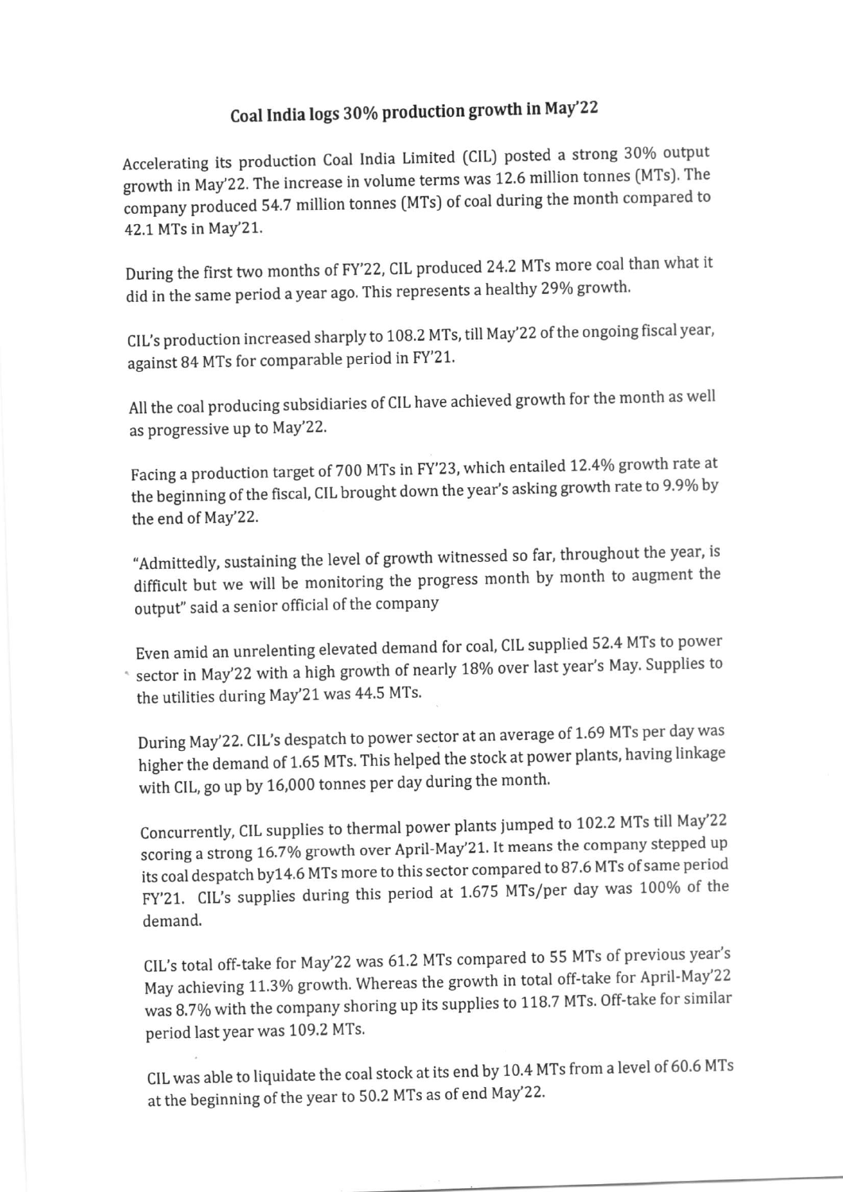# Coal India logs 30% production growth in May'22

Accelerating its production Coal India Limited (CIL) posted a strong 30% output growth in May'22. The increase in volume terms was 12.6 million tonnes (MTs). The company produced 54.7 million tonnes (MTs) of coal during the month compared to 42.1 MTs in May'21.

During the first two months of FY'22, CIL produced 24.2 MTs more coal than what it did in the same period a year ago. This represents a healthy 29% growth.

CIL's production increased sharply to 108.2 MTs, till May'22 of the ongoing fiscal year, against 84 MTs for comparable period in FY'21.

All the coal producing subsidiaries of CIL have achieved growth for the month as well as progressive up to May'22.

Facing a production target of 700 MTs in FY'23, which entailed 12.4% growth rate at the beginning of the fiscal, CIL brought down the year's asking growth rate to 9.9% by the end of May'22.

"Admittedly, sustaining the level of growth witnessed so far, throughout the year, is difficult but we will be monitoring the progress month by month to augment the output" said a senior official of the company

Even amid an unrelenting elevated demand for coal, CIL supplied 52.4 MTs to power sector in May'22 with a high growth of nearly 18% over last year's May. Supplies to the utilities during May'21 was 44.5 MTs.

During May'22. CIL's despatch to power sector at an average of 1.69 MTs per day was higher the demand of 1.65 MTs. This helped the stock at power plants, having linkage with CIL, go up by 16,000 tonnes per day during the month.

Concurrently, CIL supplies to thermal power plants jumped to 102.2 MTs till May'22 scoring a strong 16.7% growth over April-May'21. It means the company stepped up its coal despatch by14.6 MTs more to this sector compared to 87.6 MTs of same period FY'21. CIL's supplies during this period at 1.675 MTs/per day was 100% of the demand.

CIL's total off-take for May'22 was 61.2 MTs compared to 55 MTs of previous year's May achieving 11.3% growth. Whereas the growth in total off-take for April-May'22 was 8.7% with the company shoring up its supplies to 118.7 MTs. Off-take for similar period last year was 109.2 MTs.

CIL was able to liquidate the coal stock at its end by 10.4 MTs from a level of 60.6 MTs at the beginning of the year to 50.2 MTs as of end May'22.